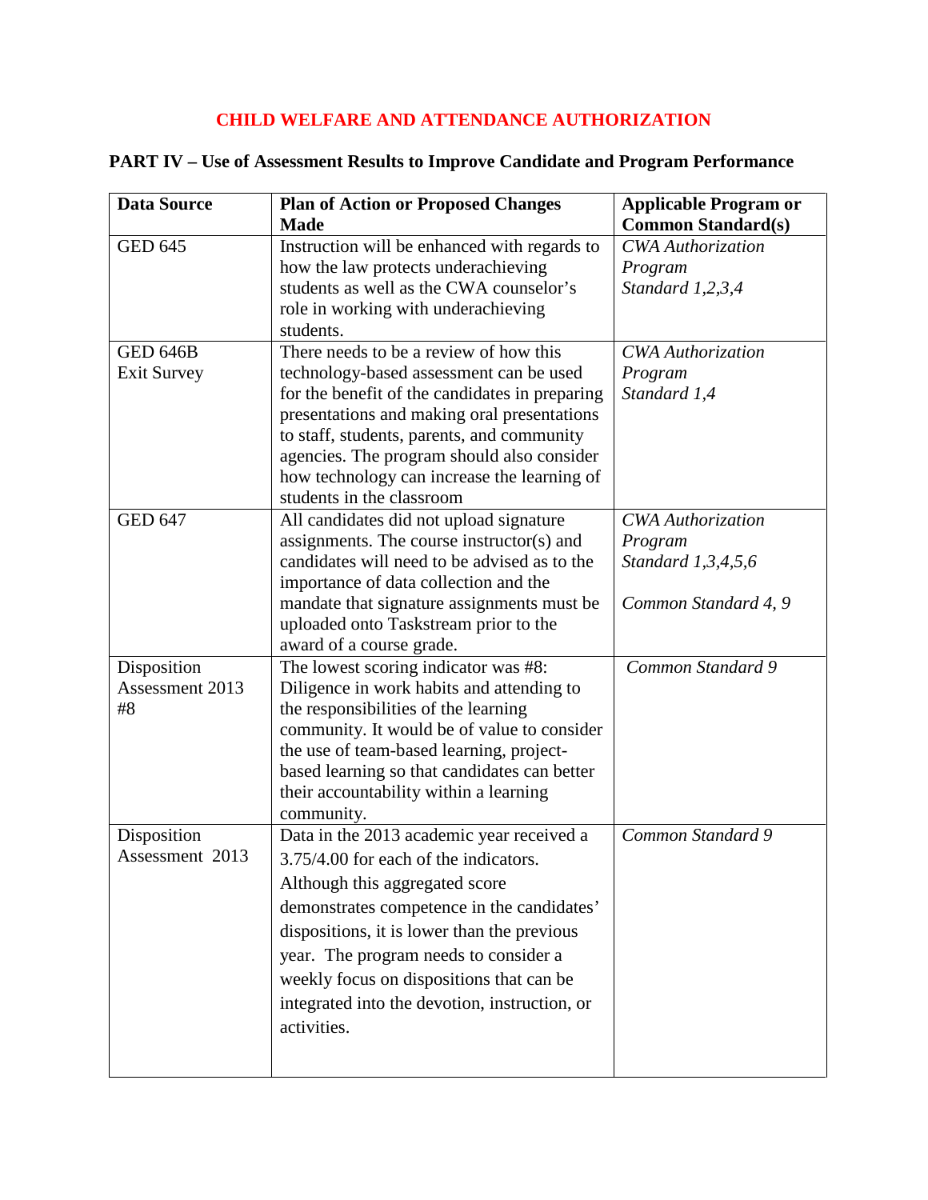# CHILD WELFARE AND ATTENDANCE AUTHORIZATION

## PART IV – Use of Assessment Results to Improve Candidate and Program Performance

| Data Source | Plan of Action or Proposed Changes Made | Applicable Program or Common Standard(s) |
|---|---|---|
| GED 645 | Instruction will be enhanced with regards to how the law protects underachieving students as well as the CWA counselor's role in working with underachieving students. | *CWA Authorization Program Standard 1,2,3,4* |
| GED 646B Exit Survey | There needs to be a review of how this technology-based assessment can be used for the benefit of the candidates in preparing presentations and making oral presentations to staff, students, parents, and community agencies. The program should also consider how technology can increase the learning of students in the classroom | *CWA Authorization Program Standard 1,4* |
| GED 647 | All candidates did not upload signature assignments. The course instructor(s) and candidates will need to be advised as to the importance of data collection and the mandate that signature assignments must be uploaded onto Taskstream prior to the award of a course grade. | *CWA Authorization Program Standard 1,3,4,5,6*<br><br>*Common Standard 4, 9* |
| Disposition Assessment 2013 #8 | The lowest scoring indicator was #8: Diligence in work habits and attending to the responsibilities of the learning community. It would be of value to consider the use of team-based learning, project-based learning so that candidates can better their accountability within a learning community. | *Common Standard 9* |
| Disposition Assessment 2013 | Data in the 2013 academic year received a 3.75/4.00 for each of the indicators. Although this aggregated score demonstrates competence in the candidates' dispositions, it is lower than the previous year. The program needs to consider a weekly focus on dispositions that can be integrated into the devotion, instruction, or activities. | *Common Standard 9* |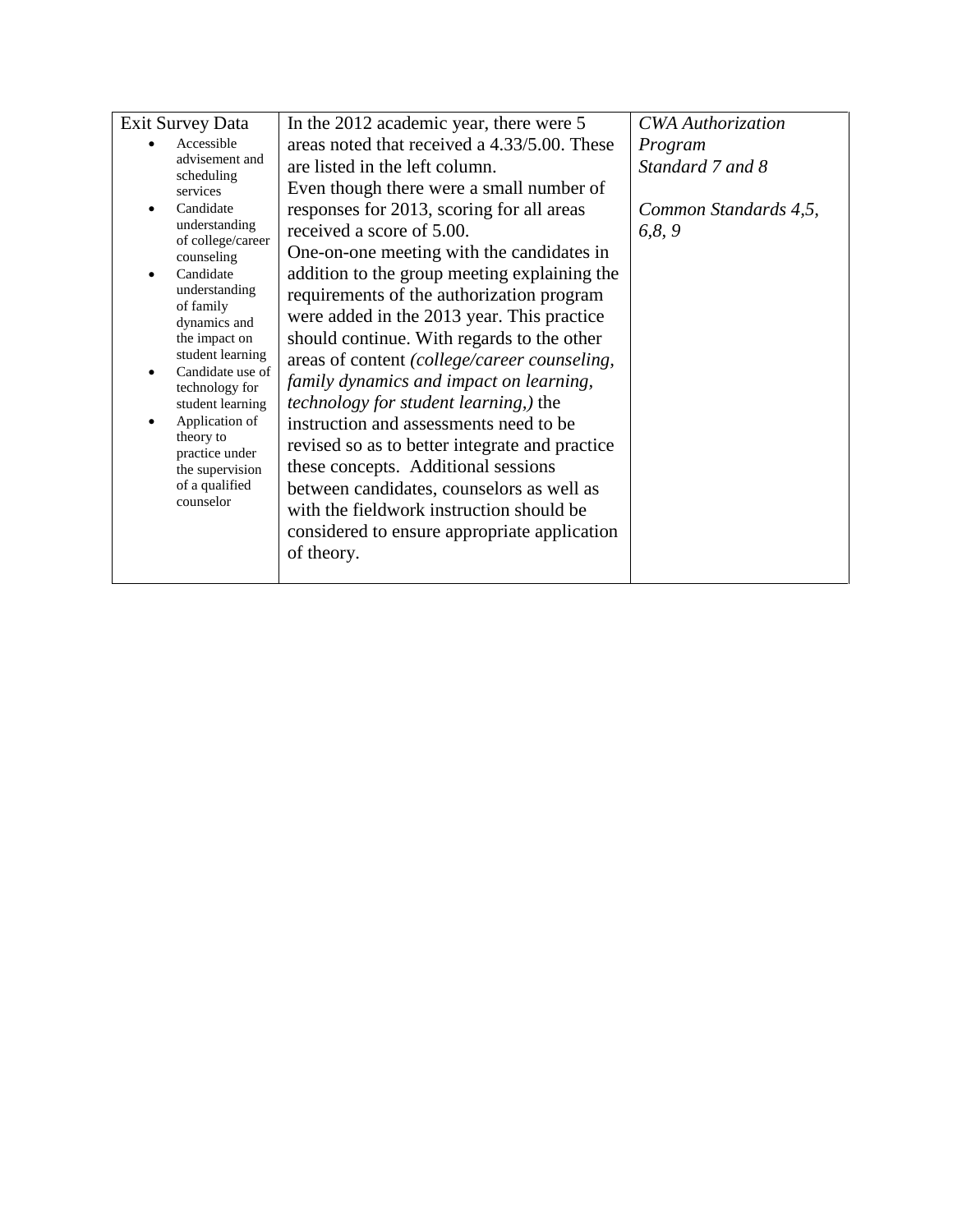| | | |
|---|---|---|
| Exit Survey Data<br>• Accessible advisement and scheduling services<br>• Candidate understanding of college/career counseling<br>• Candidate understanding of family dynamics and the impact on student learning<br>• Candidate use of technology for student learning<br>• Application of theory to practice under the supervision of a qualified counselor | In the 2012 academic year, there were 5 areas noted that received a 4.33/5.00. These are listed in the left column.<br>Even though there were a small number of responses for 2013, scoring for all areas received a score of 5.00.<br>One-on-one meeting with the candidates in addition to the group meeting explaining the requirements of the authorization program were added in the 2013 year. This practice should continue. With regards to the other areas of content *(college/career counseling, family dynamics and impact on learning, technology for student learning,)* the instruction and assessments need to be revised so as to better integrate and practice these concepts. Additional sessions between candidates, counselors as well as with the fieldwork instruction should be considered to ensure appropriate application of theory. | *CWA Authorization Program Standard 7 and 8*<br><br>*Common Standards 4,5, 6,8, 9* |